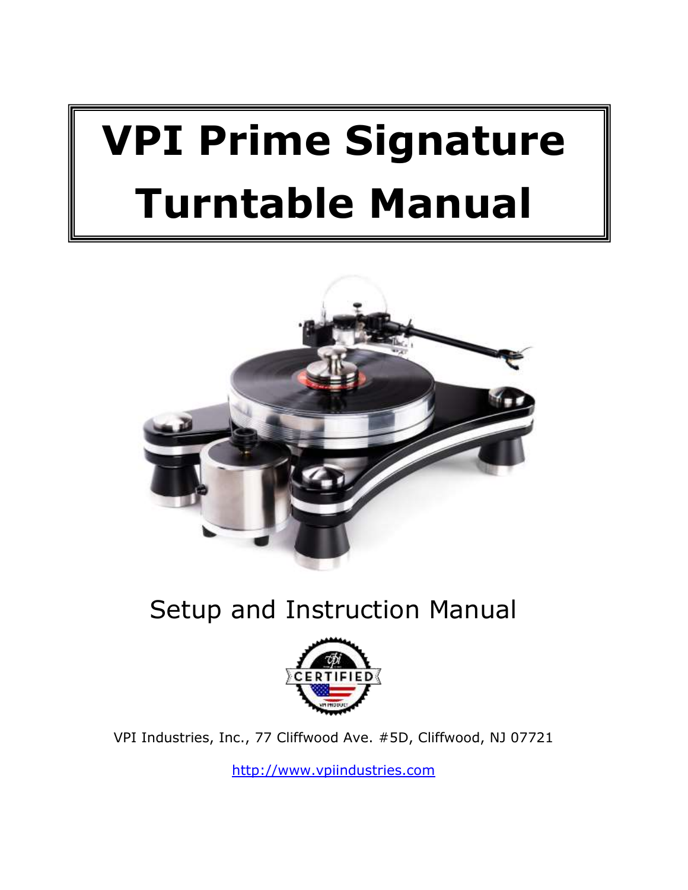# VPI Prime Signature Turntable Manual

Setup and Instruction Manual

CERTIFIED

VPI Industries, Inc., 77 Cliffwood Ave. #5D, Cliffwood, NJ 07721

http://www.vpiindustries.com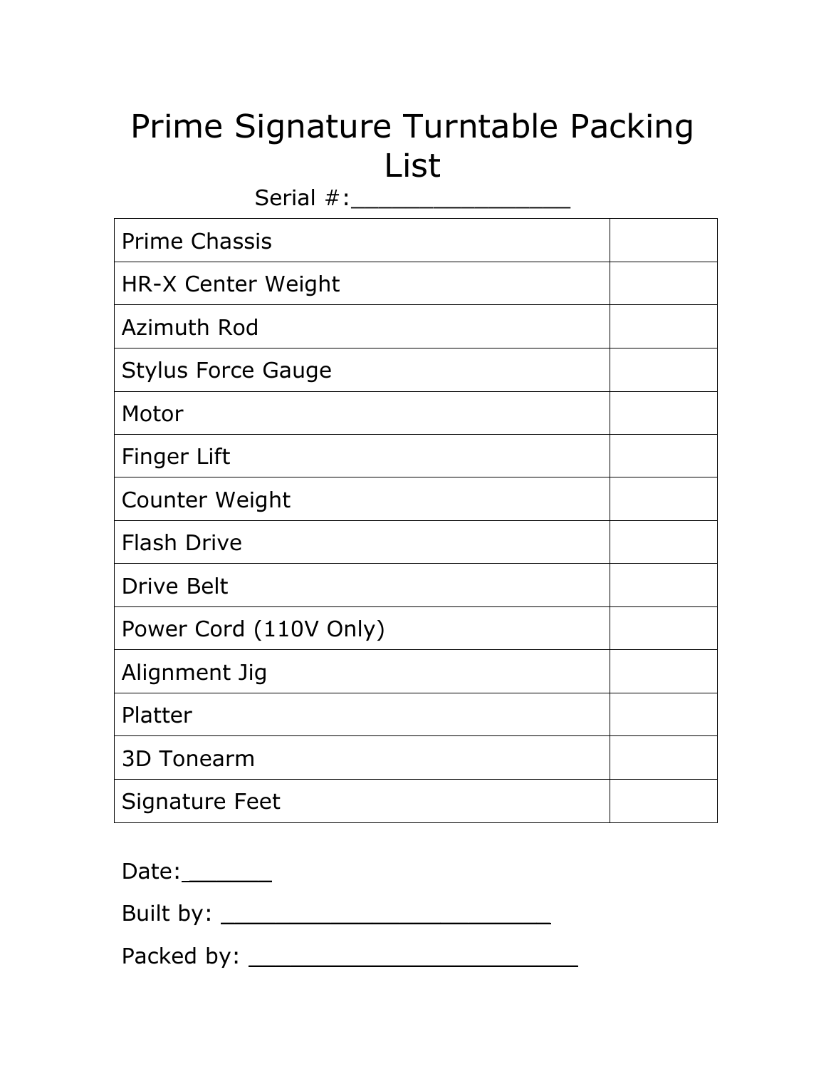# Prime Signature Turntable Packing List

Serial #:________________

| | |
|---|---|
| Prime Chassis | |
| HR-X Center Weight | |
| Azimuth Rod | |
| Stylus Force Gauge | |
| Motor | |
| Finger Lift | |
| Counter Weight | |
| Flash Drive | |
| Drive Belt | |
| Power Cord (110V Only) | |
| Alignment Jig | |
| Platter | |
| 3D Tonearm | |
| Signature Feet | |

Date:_______

Built by: _________________________

Packed by: _________________________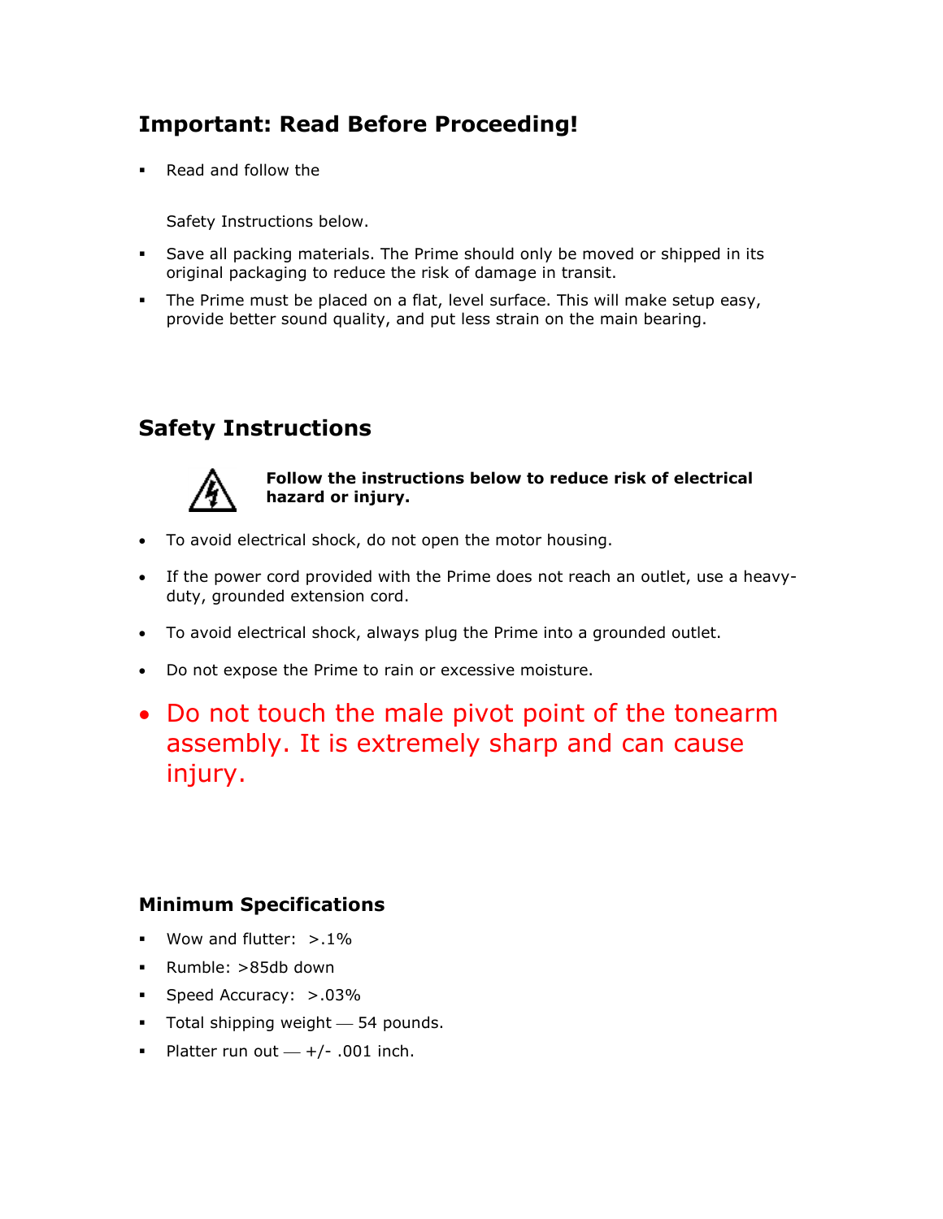## Important: Read Before Proceeding!

- Read and follow the

  Safety Instructions below.

- Save all packing materials. The Prime should only be moved or shipped in its original packaging to reduce the risk of damage in transit.
- The Prime must be placed on a flat, level surface. This will make setup easy, provide better sound quality, and put less strain on the main bearing.

## Safety Instructions

**Follow the instructions below to reduce risk of electrical hazard or injury.**

- To avoid electrical shock, do not open the motor housing.
- If the power cord provided with the Prime does not reach an outlet, use a heavy-duty, grounded extension cord.
- To avoid electrical shock, always plug the Prime into a grounded outlet.
- Do not expose the Prime to rain or excessive moisture.
- Do not touch the male pivot point of the tonearm assembly. It is extremely sharp and can cause injury.

### Minimum Specifications

- Wow and flutter: >.1%
- Rumble: >85db down
- Speed Accuracy: >.03%
- Total shipping weight — 54 pounds.
- Platter run out — +/- .001 inch.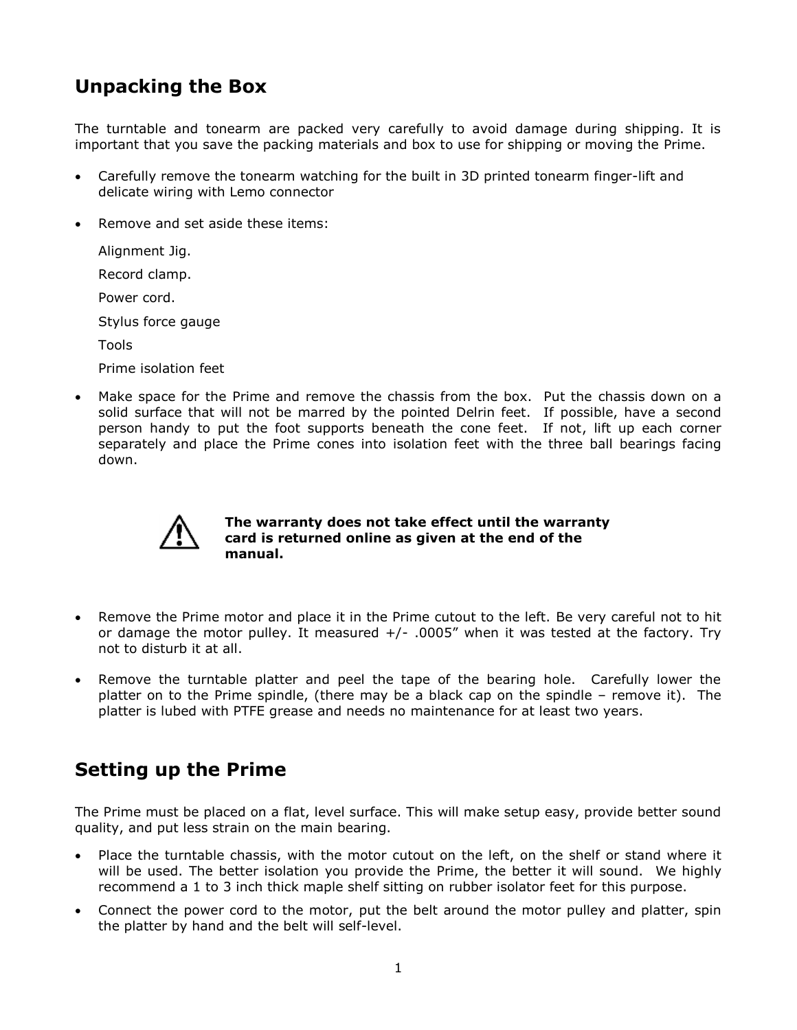## Unpacking the Box

The turntable and tonearm are packed very carefully to avoid damage during shipping. It is important that you save the packing materials and box to use for shipping or moving the Prime.

- Carefully remove the tonearm watching for the built in 3D printed tonearm finger-lift and delicate wiring with Lemo connector
- Remove and set aside these items:

  Alignment Jig.

  Record clamp.

  Power cord.

  Stylus force gauge

  Tools

  Prime isolation feet

- Make space for the Prime and remove the chassis from the box. Put the chassis down on a solid surface that will not be marred by the pointed Delrin feet. If possible, have a second person handy to put the foot supports beneath the cone feet. If not, lift up each corner separately and place the Prime cones into isolation feet with the three ball bearings facing down.

⚠ **The warranty does not take effect until the warranty card is returned online as given at the end of the manual.**

- Remove the Prime motor and place it in the Prime cutout to the left. Be very careful not to hit or damage the motor pulley. It measured +/- .0005" when it was tested at the factory. Try not to disturb it at all.
- Remove the turntable platter and peel the tape of the bearing hole. Carefully lower the platter on to the Prime spindle, (there may be a black cap on the spindle – remove it). The platter is lubed with PTFE grease and needs no maintenance for at least two years.

## Setting up the Prime

The Prime must be placed on a flat, level surface. This will make setup easy, provide better sound quality, and put less strain on the main bearing.

- Place the turntable chassis, with the motor cutout on the left, on the shelf or stand where it will be used. The better isolation you provide the Prime, the better it will sound. We highly recommend a 1 to 3 inch thick maple shelf sitting on rubber isolator feet for this purpose.
- Connect the power cord to the motor, put the belt around the motor pulley and platter, spin the platter by hand and the belt will self-level.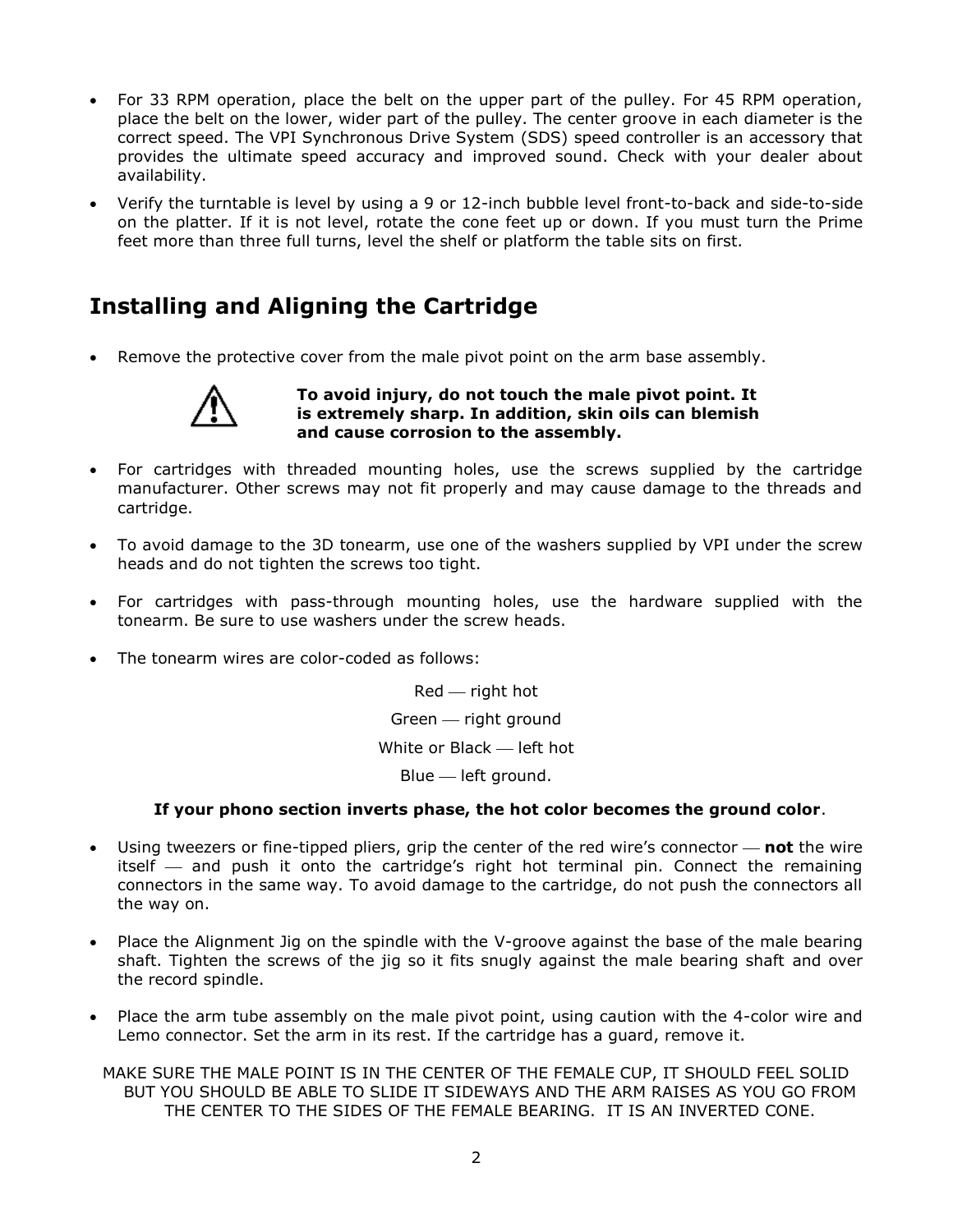- For 33 RPM operation, place the belt on the upper part of the pulley. For 45 RPM operation, place the belt on the lower, wider part of the pulley. The center groove in each diameter is the correct speed. The VPI Synchronous Drive System (SDS) speed controller is an accessory that provides the ultimate speed accuracy and improved sound. Check with your dealer about availability.
- Verify the turntable is level by using a 9 or 12-inch bubble level front-to-back and side-to-side on the platter. If it is not level, rotate the cone feet up or down. If you must turn the Prime feet more than three full turns, level the shelf or platform the table sits on first.

## Installing and Aligning the Cartridge

- Remove the protective cover from the male pivot point on the arm base assembly.

⚠ **To avoid injury, do not touch the male pivot point. It is extremely sharp. In addition, skin oils can blemish and cause corrosion to the assembly.**

- For cartridges with threaded mounting holes, use the screws supplied by the cartridge manufacturer. Other screws may not fit properly and may cause damage to the threads and cartridge.
- To avoid damage to the 3D tonearm, use one of the washers supplied by VPI under the screw heads and do not tighten the screws too tight.
- For cartridges with pass-through mounting holes, use the hardware supplied with the tonearm. Be sure to use washers under the screw heads.
- The tonearm wires are color-coded as follows:

Red — right hot

Green — right ground

White or Black — left hot

Blue — left ground.

**If your phono section inverts phase, the hot color becomes the ground color**.

- Using tweezers or fine-tipped pliers, grip the center of the red wire's connector — **not** the wire itself — and push it onto the cartridge's right hot terminal pin. Connect the remaining connectors in the same way. To avoid damage to the cartridge, do not push the connectors all the way on.
- Place the Alignment Jig on the spindle with the V-groove against the base of the male bearing shaft. Tighten the screws of the jig so it fits snugly against the male bearing shaft and over the record spindle.
- Place the arm tube assembly on the male pivot point, using caution with the 4-color wire and Lemo connector. Set the arm in its rest. If the cartridge has a guard, remove it.

MAKE SURE THE MALE POINT IS IN THE CENTER OF THE FEMALE CUP, IT SHOULD FEEL SOLID BUT YOU SHOULD BE ABLE TO SLIDE IT SIDEWAYS AND THE ARM RAISES AS YOU GO FROM THE CENTER TO THE SIDES OF THE FEMALE BEARING. IT IS AN INVERTED CONE.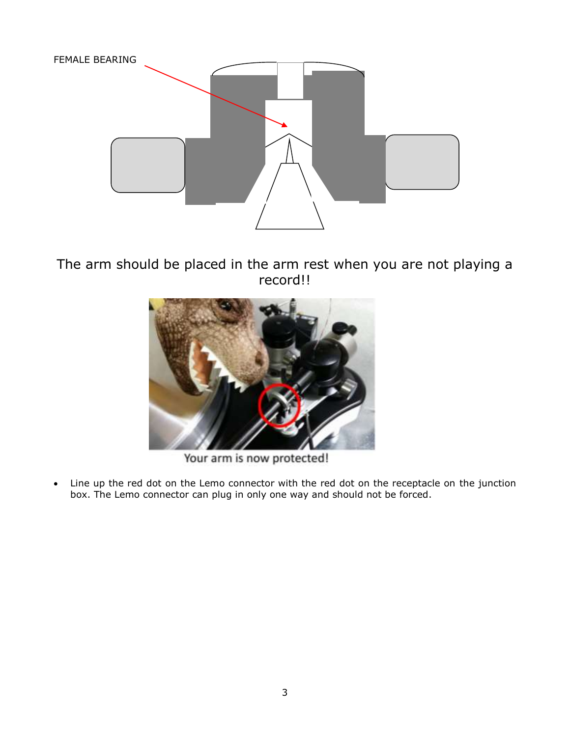FEMALE BEARING

The arm should be placed in the arm rest when you are not playing a record!!

Your arm is now protected!

- Line up the red dot on the Lemo connector with the red dot on the receptacle on the junction box. The Lemo connector can plug in only one way and should not be forced.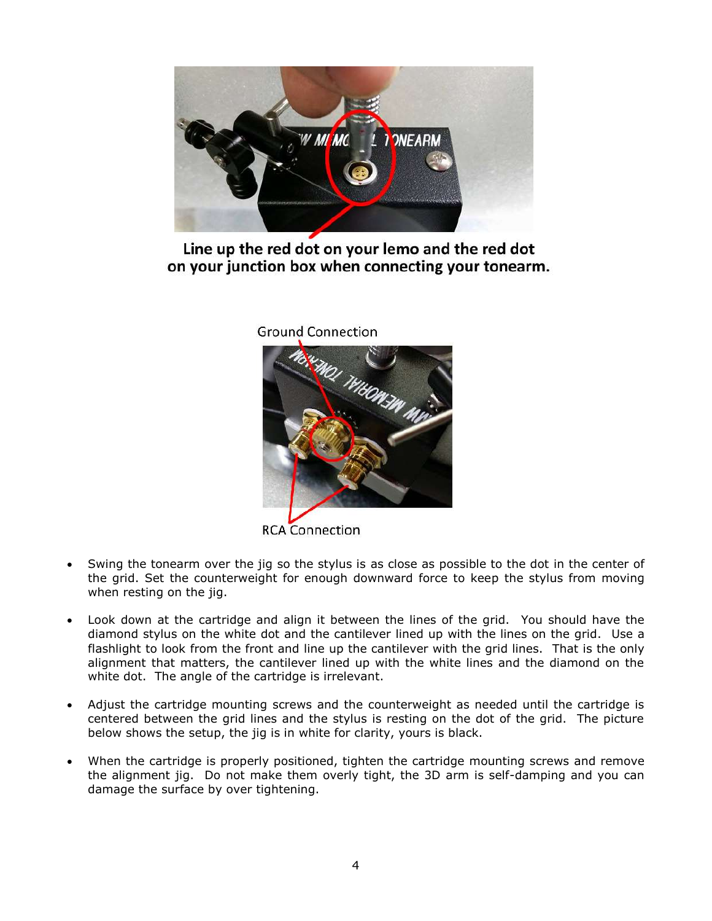**Line up the red dot on your lemo and the red dot on your junction box when connecting your tonearm.**

Ground Connection

RCA Connection

- Swing the tonearm over the jig so the stylus is as close as possible to the dot in the center of the grid. Set the counterweight for enough downward force to keep the stylus from moving when resting on the jig.
- Look down at the cartridge and align it between the lines of the grid. You should have the diamond stylus on the white dot and the cantilever lined up with the lines on the grid. Use a flashlight to look from the front and line up the cantilever with the grid lines. That is the only alignment that matters, the cantilever lined up with the white lines and the diamond on the white dot. The angle of the cartridge is irrelevant.
- Adjust the cartridge mounting screws and the counterweight as needed until the cartridge is centered between the grid lines and the stylus is resting on the dot of the grid. The picture below shows the setup, the jig is in white for clarity, yours is black.
- When the cartridge is properly positioned, tighten the cartridge mounting screws and remove the alignment jig. Do not make them overly tight, the 3D arm is self-damping and you can damage the surface by over tightening.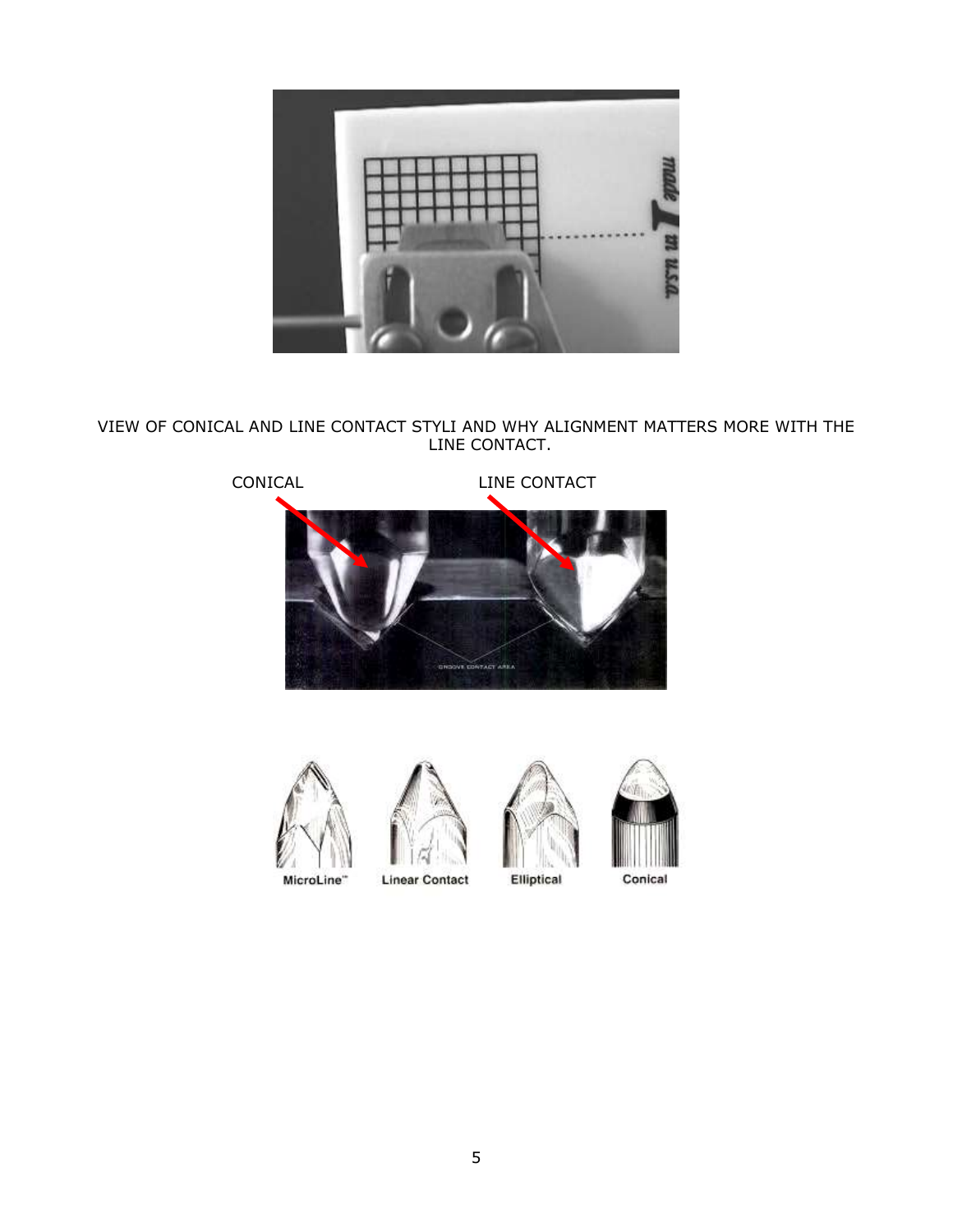VIEW OF CONICAL AND LINE CONTACT STYLI AND WHY ALIGNMENT MATTERS MORE WITH THE LINE CONTACT.

CONICAL LINE CONTACT

MicroLine™ Linear Contact Elliptical Conical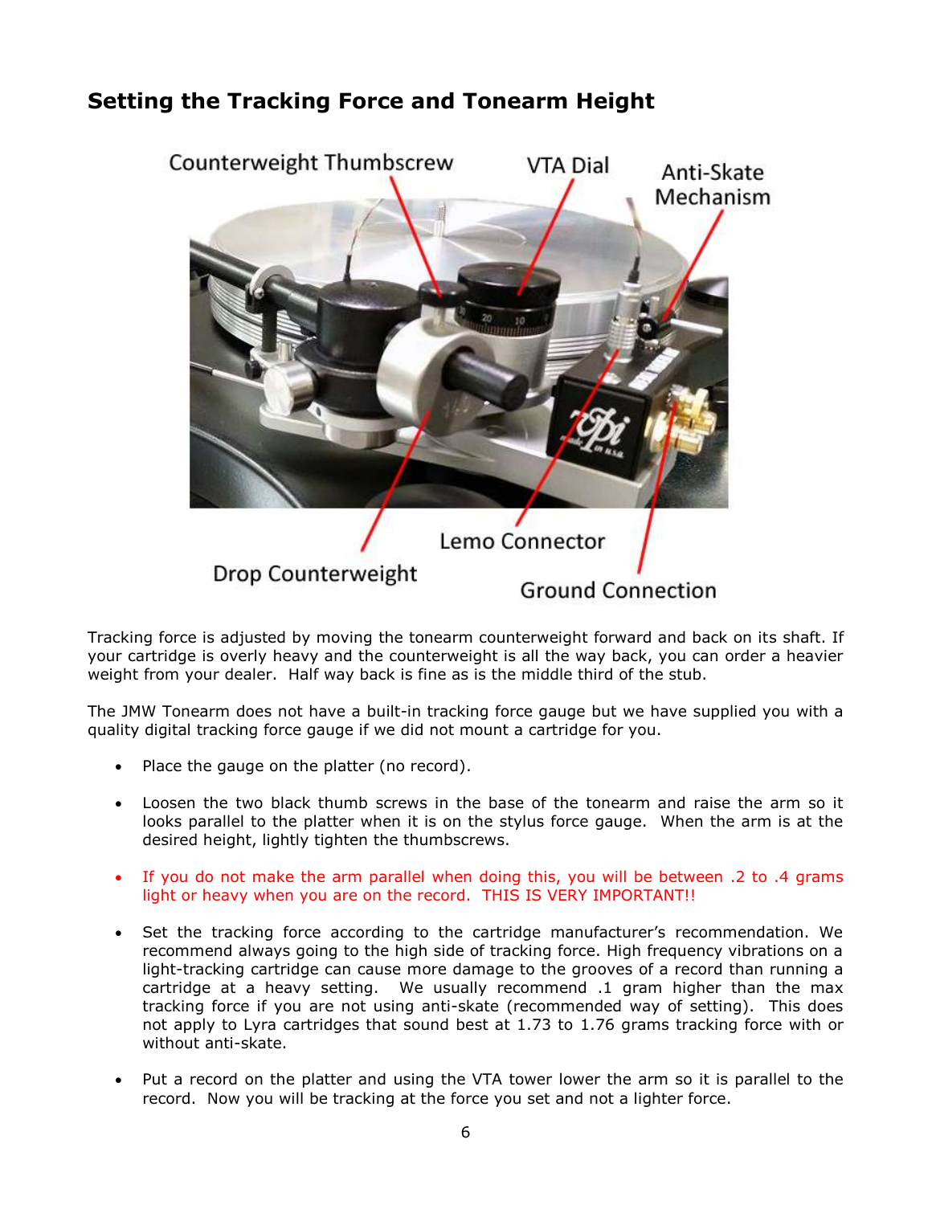## Setting the Tracking Force and Tonearm Height

Counterweight Thumbscrew

VTA Dial

Anti-Skate Mechanism

Lemo Connector

Drop Counterweight

Ground Connection

Tracking force is adjusted by moving the tonearm counterweight forward and back on its shaft. If your cartridge is overly heavy and the counterweight is all the way back, you can order a heavier weight from your dealer. Half way back is fine as is the middle third of the stub.

The JMW Tonearm does not have a built-in tracking force gauge but we have supplied you with a quality digital tracking force gauge if we did not mount a cartridge for you.

- Place the gauge on the platter (no record).
- Loosen the two black thumb screws in the base of the tonearm and raise the arm so it looks parallel to the platter when it is on the stylus force gauge. When the arm is at the desired height, lightly tighten the thumbscrews.
- If you do not make the arm parallel when doing this, you will be between .2 to .4 grams light or heavy when you are on the record. THIS IS VERY IMPORTANT!!
- Set the tracking force according to the cartridge manufacturer's recommendation. We recommend always going to the high side of tracking force. High frequency vibrations on a light-tracking cartridge can cause more damage to the grooves of a record than running a cartridge at a heavy setting. We usually recommend .1 gram higher than the max tracking force if you are not using anti-skate (recommended way of setting). This does not apply to Lyra cartridges that sound best at 1.73 to 1.76 grams tracking force with or without anti-skate.
- Put a record on the platter and using the VTA tower lower the arm so it is parallel to the record. Now you will be tracking at the force you set and not a lighter force.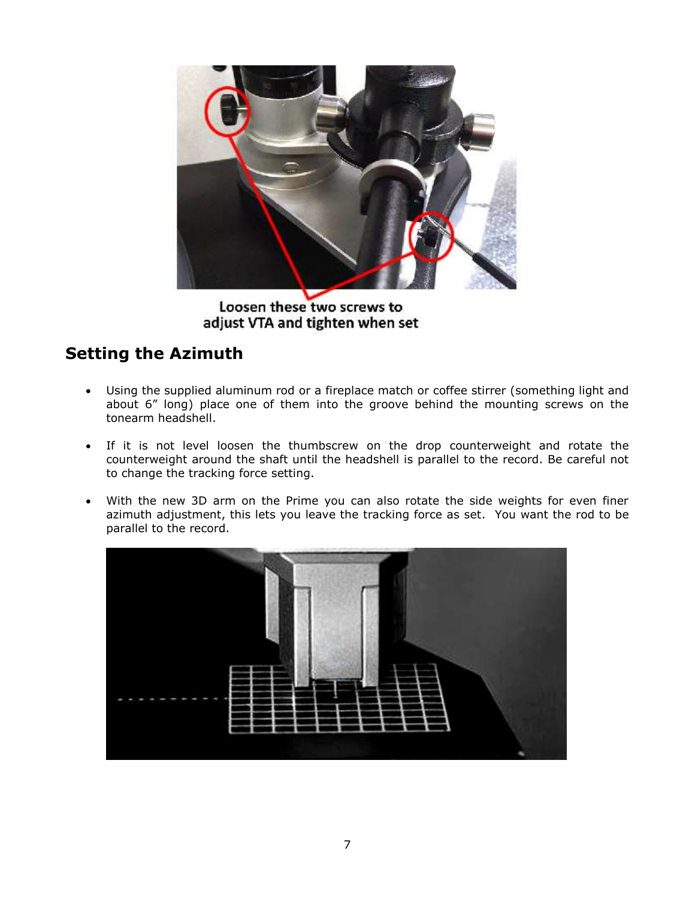Loosen these two screws to adjust VTA and tighten when set

## Setting the Azimuth

- Using the supplied aluminum rod or a fireplace match or coffee stirrer (something light and about 6” long) place one of them into the groove behind the mounting screws on the tonearm headshell.
- If it is not level loosen the thumbscrew on the drop counterweight and rotate the counterweight around the shaft until the headshell is parallel to the record. Be careful not to change the tracking force setting.
- With the new 3D arm on the Prime you can also rotate the side weights for even finer azimuth adjustment, this lets you leave the tracking force as set. You want the rod to be parallel to the record.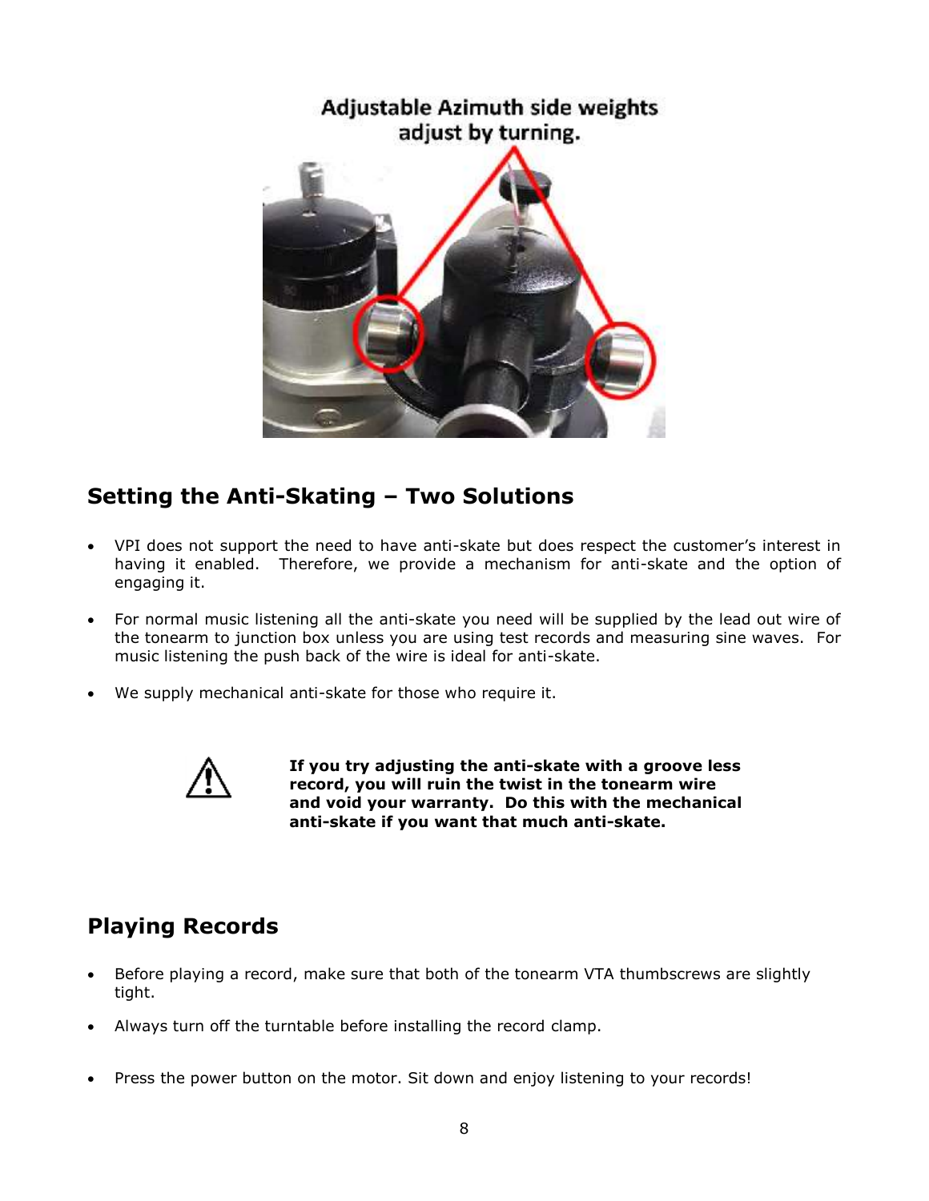Adjustable Azimuth side weights adjust by turning.

## Setting the Anti-Skating – Two Solutions

- VPI does not support the need to have anti-skate but does respect the customer's interest in having it enabled. Therefore, we provide a mechanism for anti-skate and the option of engaging it.
- For normal music listening all the anti-skate you need will be supplied by the lead out wire of the tonearm to junction box unless you are using test records and measuring sine waves. For music listening the push back of the wire is ideal for anti-skate.
- We supply mechanical anti-skate for those who require it.

⚠ **If you try adjusting the anti-skate with a groove less record, you will ruin the twist in the tonearm wire and void your warranty. Do this with the mechanical anti-skate if you want that much anti-skate.**

## Playing Records

- Before playing a record, make sure that both of the tonearm VTA thumbscrews are slightly tight.
- Always turn off the turntable before installing the record clamp.
- Press the power button on the motor. Sit down and enjoy listening to your records!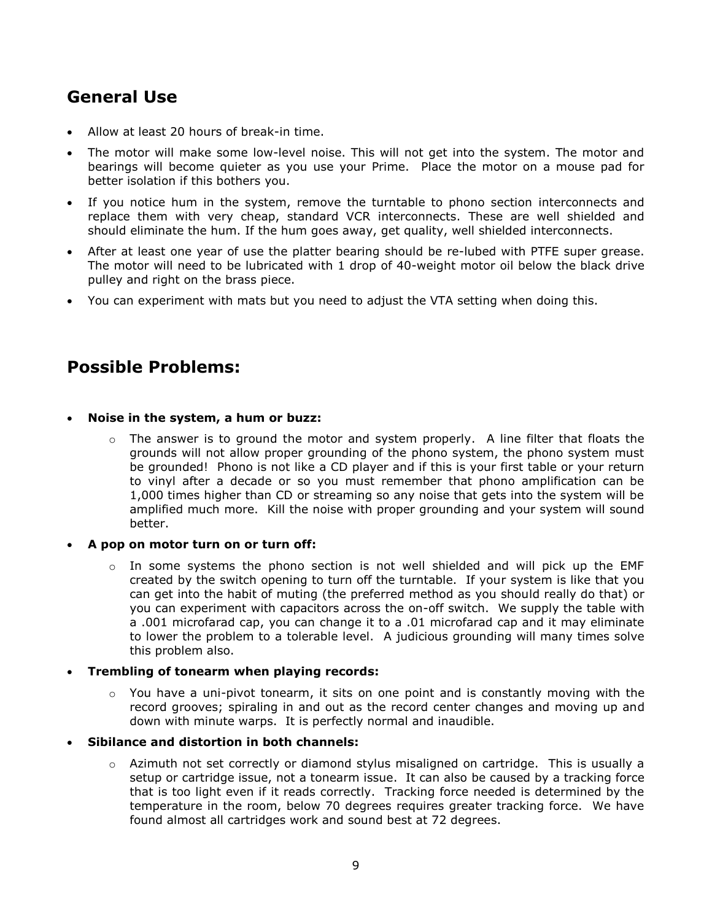## General Use

- Allow at least 20 hours of break-in time.
- The motor will make some low-level noise. This will not get into the system. The motor and bearings will become quieter as you use your Prime. Place the motor on a mouse pad for better isolation if this bothers you.
- If you notice hum in the system, remove the turntable to phono section interconnects and replace them with very cheap, standard VCR interconnects. These are well shielded and should eliminate the hum. If the hum goes away, get quality, well shielded interconnects.
- After at least one year of use the platter bearing should be re-lubed with PTFE super grease. The motor will need to be lubricated with 1 drop of 40-weight motor oil below the black drive pulley and right on the brass piece.
- You can experiment with mats but you need to adjust the VTA setting when doing this.

## Possible Problems:

- **Noise in the system, a hum or buzz:**
  - The answer is to ground the motor and system properly. A line filter that floats the grounds will not allow proper grounding of the phono system, the phono system must be grounded! Phono is not like a CD player and if this is your first table or your return to vinyl after a decade or so you must remember that phono amplification can be 1,000 times higher than CD or streaming so any noise that gets into the system will be amplified much more. Kill the noise with proper grounding and your system will sound better.
- **A pop on motor turn on or turn off:**
  - In some systems the phono section is not well shielded and will pick up the EMF created by the switch opening to turn off the turntable. If your system is like that you can get into the habit of muting (the preferred method as you should really do that) or you can experiment with capacitors across the on-off switch. We supply the table with a .001 microfarad cap, you can change it to a .01 microfarad cap and it may eliminate to lower the problem to a tolerable level. A judicious grounding will many times solve this problem also.
- **Trembling of tonearm when playing records:**
  - You have a uni-pivot tonearm, it sits on one point and is constantly moving with the record grooves; spiraling in and out as the record center changes and moving up and down with minute warps. It is perfectly normal and inaudible.
- **Sibilance and distortion in both channels:**
  - Azimuth not set correctly or diamond stylus misaligned on cartridge. This is usually a setup or cartridge issue, not a tonearm issue. It can also be caused by a tracking force that is too light even if it reads correctly. Tracking force needed is determined by the temperature in the room, below 70 degrees requires greater tracking force. We have found almost all cartridges work and sound best at 72 degrees.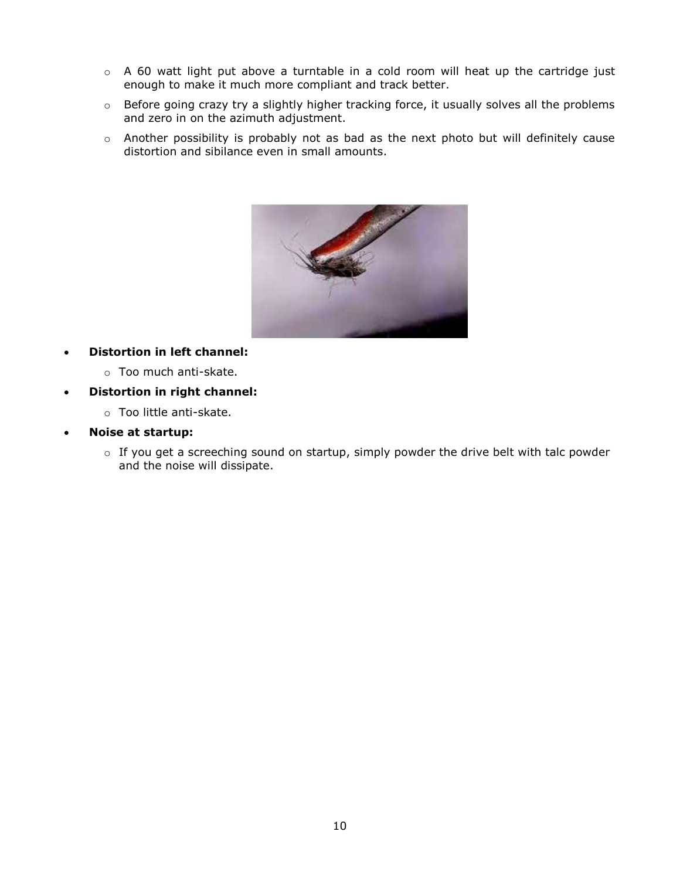- A 60 watt light put above a turntable in a cold room will heat up the cartridge just enough to make it much more compliant and track better.
- Before going crazy try a slightly higher tracking force, it usually solves all the problems and zero in on the azimuth adjustment.
- Another possibility is probably not as bad as the next photo but will definitely cause distortion and sibilance even in small amounts.

- **Distortion in left channel:**
  - Too much anti-skate.
- **Distortion in right channel:**
  - Too little anti-skate.
- **Noise at startup:**
  - If you get a screeching sound on startup, simply powder the drive belt with talc powder and the noise will dissipate.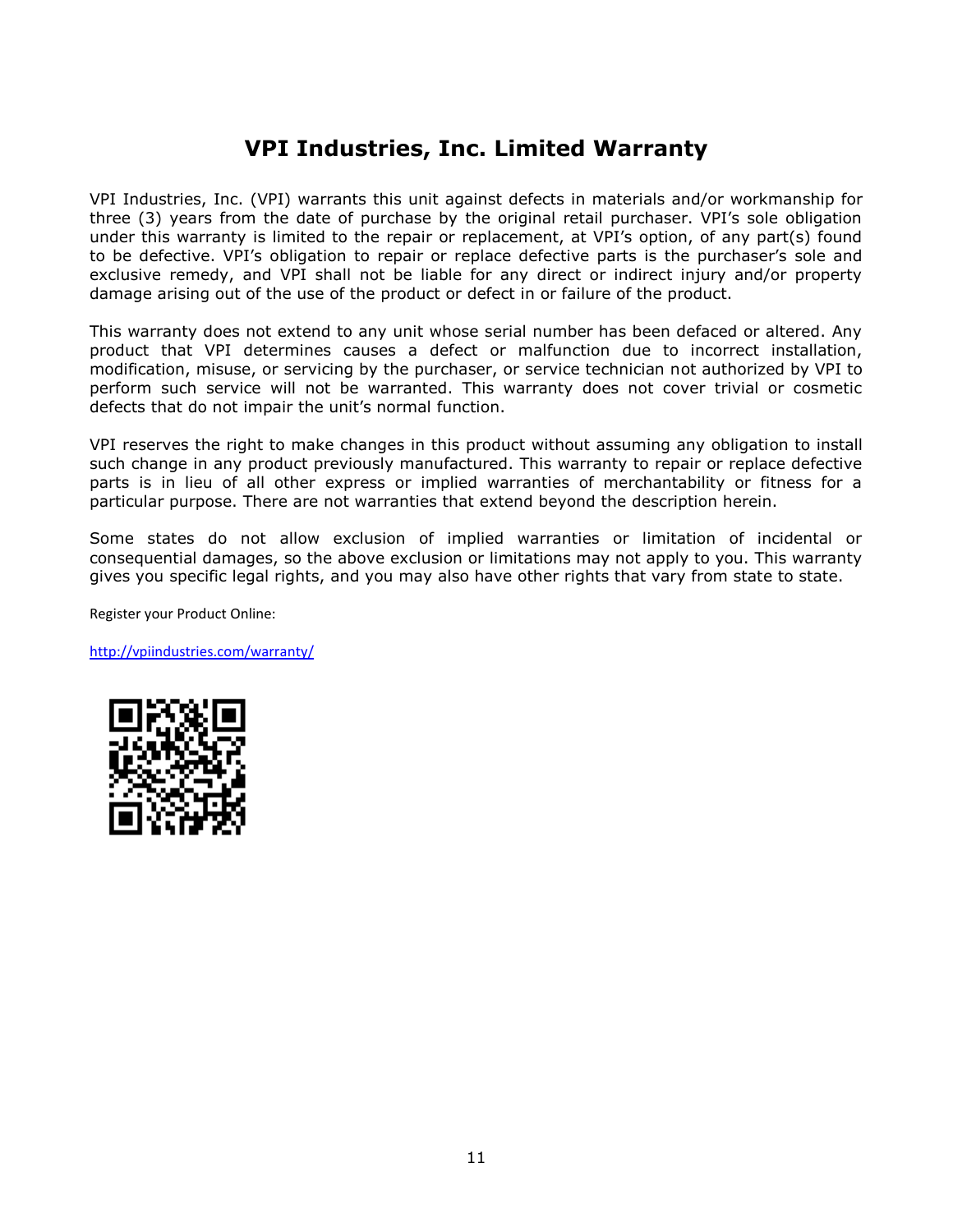# VPI Industries, Inc. Limited Warranty

VPI Industries, Inc. (VPI) warrants this unit against defects in materials and/or workmanship for three (3) years from the date of purchase by the original retail purchaser. VPI's sole obligation under this warranty is limited to the repair or replacement, at VPI's option, of any part(s) found to be defective. VPI's obligation to repair or replace defective parts is the purchaser's sole and exclusive remedy, and VPI shall not be liable for any direct or indirect injury and/or property damage arising out of the use of the product or defect in or failure of the product.

This warranty does not extend to any unit whose serial number has been defaced or altered. Any product that VPI determines causes a defect or malfunction due to incorrect installation, modification, misuse, or servicing by the purchaser, or service technician not authorized by VPI to perform such service will not be warranted. This warranty does not cover trivial or cosmetic defects that do not impair the unit's normal function.

VPI reserves the right to make changes in this product without assuming any obligation to install such change in any product previously manufactured. This warranty to repair or replace defective parts is in lieu of all other express or implied warranties of merchantability or fitness for a particular purpose. There are not warranties that extend beyond the description herein.

Some states do not allow exclusion of implied warranties or limitation of incidental or consequential damages, so the above exclusion or limitations may not apply to you. This warranty gives you specific legal rights, and you may also have other rights that vary from state to state.

Register your Product Online:

http://vpiindustries.com/warranty/